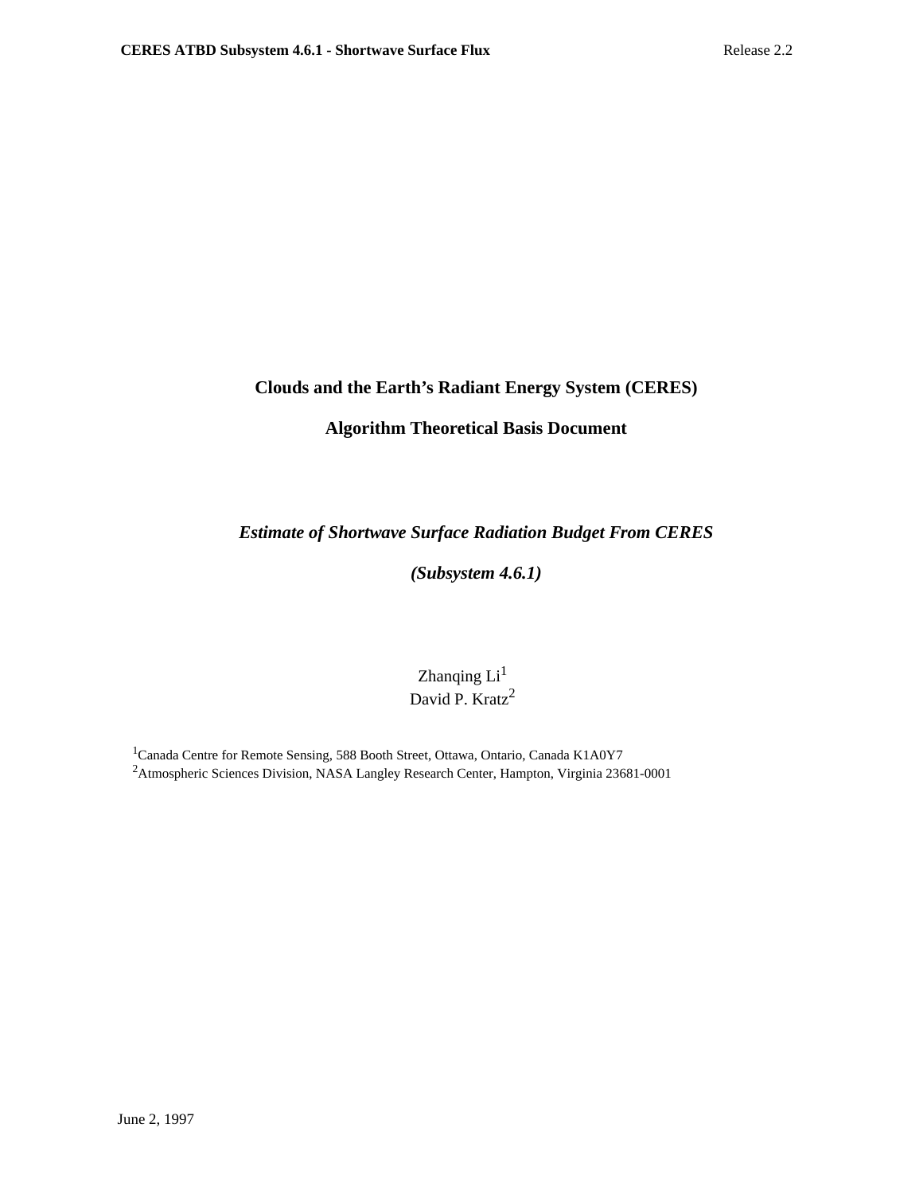# Clouds and the Earth's Radiant Energy System (CERES)

# Algorithm Theoretical Basis Document

## *Estimate of Shortwave Surface Radiation Budget From CERES*

## *(Subsystem 4.6.1)*

Zhanqing Li[1]
David P. Kratz[2]

[1]Canada Centre for Remote Sensing, 588 Booth Street, Ottawa, Ontario, Canada K1A0Y7
[2]Atmospheric Sciences Division, NASA Langley Research Center, Hampton, Virginia 23681-0001

June 2, 1997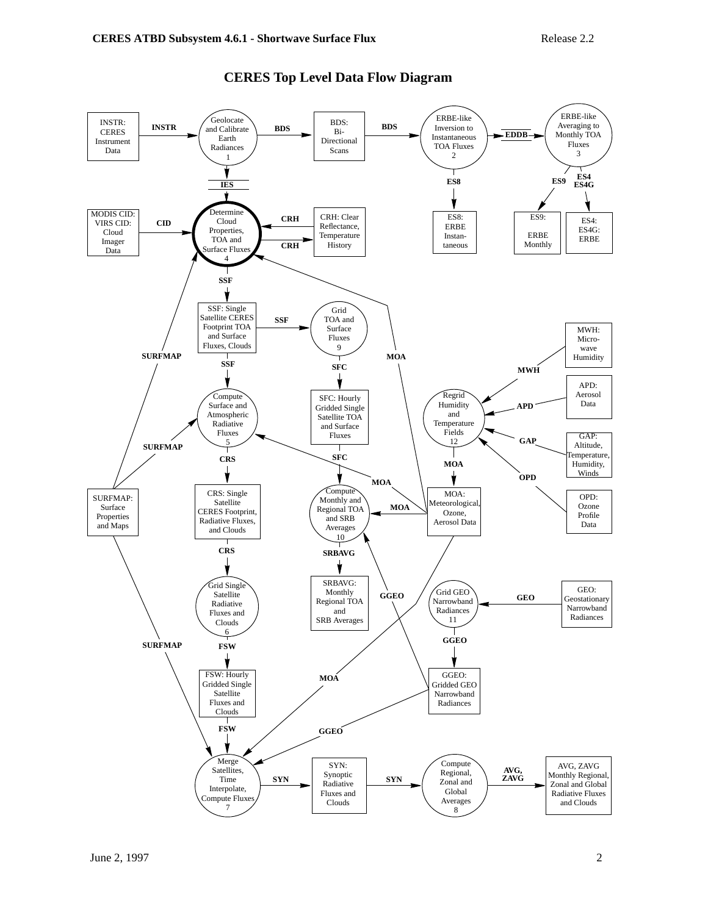# CERES Top Level Data Flow Diagram

INSTR: CERES Instrument Data

INSTR

Geolocate and Calibrate Earth Radiances 1

BDS

BDS: Bi-Directional Scans

BDS

ERBE-like Inversion to Instantaneous TOA Fluxes 2

EDDB

ERBE-like Averaging to Monthly TOA Fluxes 3

ES8

ES9

ES4 ES4G

IES

ES8: ERBE Instantaneous

ES9: ERBE Monthly

ES4: ES4G: ERBE

MODIS CID: VIRS CID: Cloud Imager Data

CID

Determine Cloud Properties, TOA and Surface Fluxes 4

CRH

CRH

CRH: Clear Reflectance, Temperature History

SSF

SSF: Single Satellite CERES Footprint TOA and Surface Fluxes, Clouds

SSF

Grid TOA and Surface Fluxes 9

MWH: Micro-wave Humidity

SURFMAP

SSF

SFC

MOA

MWH

APD: Aerosol Data

Compute Surface and Atmospheric Radiative Fluxes 5

SFC: Hourly Gridded Single Satellite TOA and Surface Fluxes

Regrid Humidity and Temperature Fields 12

APD

GAP

GAP: Altitude, Temperature, Humidity, Winds

SURFMAP

CRS

SFC

MOA

OPD

MOA

SURFMAP: Surface Properties and Maps

CRS: Single Satellite CERES Footprint, Radiative Fluxes, and Clouds

Compute Monthly and Regional TOA and SRB Averages 10

MOA

MOA: Meteorological, Ozone, Aerosol Data

OPD: Ozone Profile Data

CRS

SRBAVG

SRBAVG: Monthly Regional TOA and SRB Averages

GGEO

Grid GEO Narrowband Radiances 11

GEO

GEO: Geostationary Narrowband Radiances

Grid Single Satellite Radiative Fluxes and Clouds 6

SURFMAP

FSW

GGEO

FSW: Hourly Gridded Single Satellite Fluxes and Clouds

MOA

GGEO: Gridded GEO Narrowband Radiances

FSW

GGEO

Merge Satellites, Time Interpolate, Compute Fluxes 7

SYN

SYN: Synoptic Radiative Fluxes and Clouds

SYN

Compute Regional, Zonal and Global Averages 8

AVG, ZAVG

AVG, ZAVG Monthly Regional, Zonal and Global Radiative Fluxes and Clouds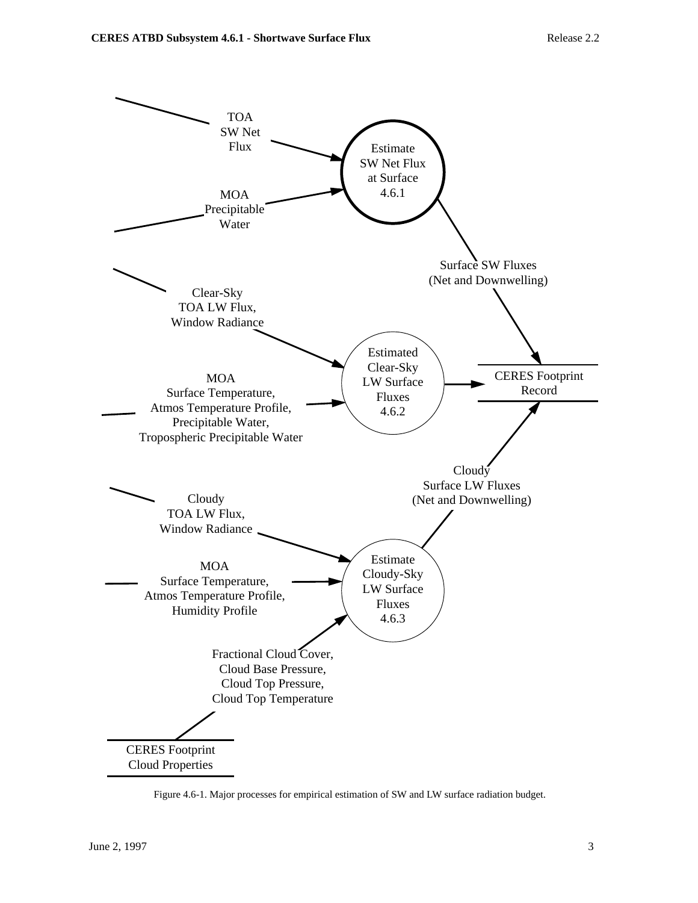TOA SW Net Flux

MOA Precipitable Water

Estimate SW Net Flux at Surface 4.6.1

Surface SW Fluxes (Net and Downwelling)

Clear-Sky TOA LW Flux, Window Radiance

MOA Surface Temperature, Atmos Temperature Profile, Precipitable Water, Tropospheric Precipitable Water

Estimated Clear-Sky LW Surface Fluxes 4.6.2

CERES Footprint Record

Cloudy Surface LW Fluxes (Net and Downwelling)

Cloudy TOA LW Flux, Window Radiance

MOA Surface Temperature, Atmos Temperature Profile, Humidity Profile

Estimate Cloudy-Sky LW Surface Fluxes 4.6.3

Fractional Cloud Cover, Cloud Base Pressure, Cloud Top Pressure, Cloud Top Temperature

CERES Footprint Cloud Properties

Figure 4.6-1. Major processes for empirical estimation of SW and LW surface radiation budget.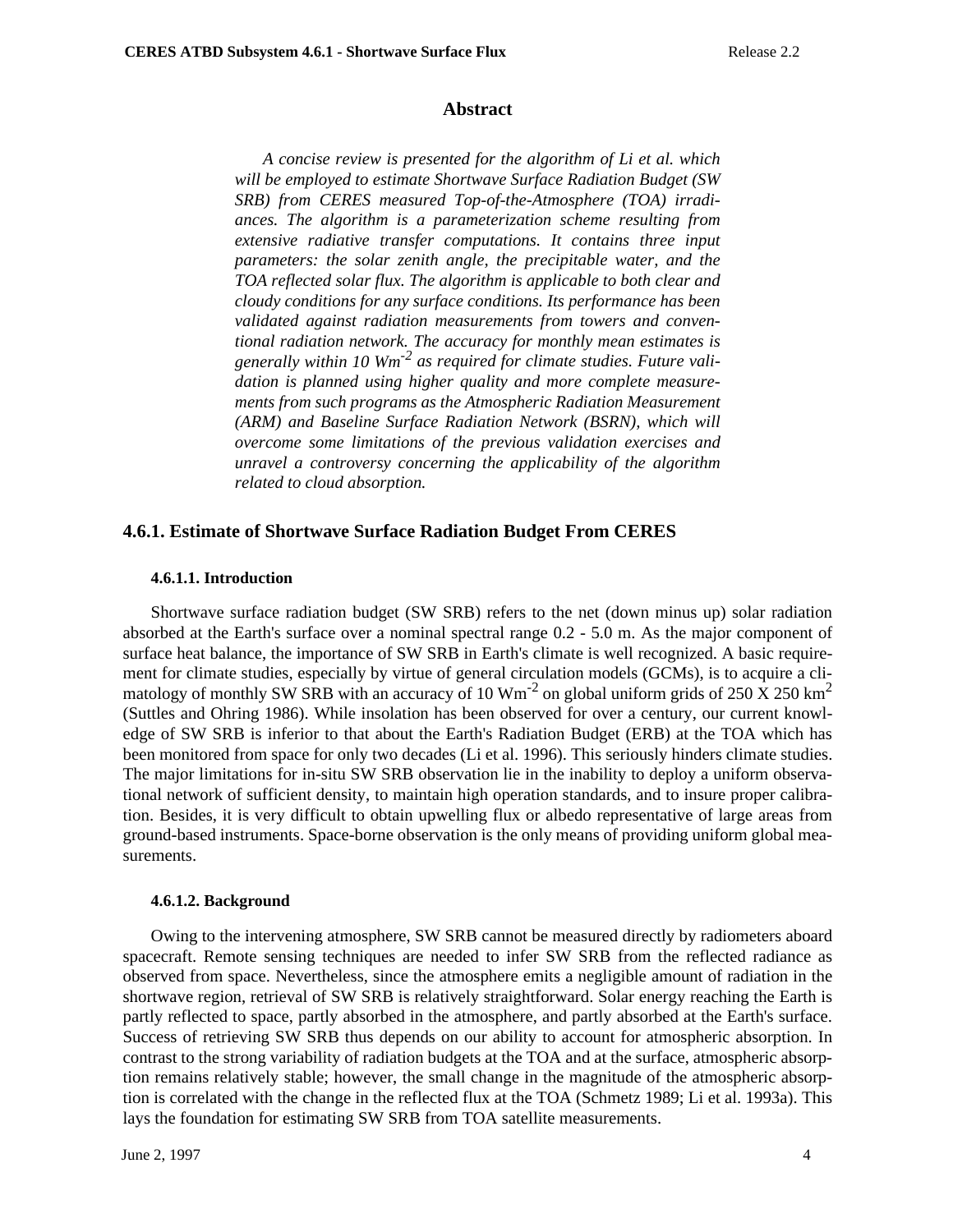## Abstract

*A concise review is presented for the algorithm of Li et al. which will be employed to estimate Shortwave Surface Radiation Budget (SW SRB) from CERES measured Top-of-the-Atmosphere (TOA) irradiances. The algorithm is a parameterization scheme resulting from extensive radiative transfer computations. It contains three input parameters: the solar zenith angle, the precipitable water, and the TOA reflected solar flux. The algorithm is applicable to both clear and cloudy conditions for any surface conditions. Its performance has been validated against radiation measurements from towers and conventional radiation network. The accuracy for monthly mean estimates is generally within 10 $Wm^{-2}$ as required for climate studies. Future validation is planned using higher quality and more complete measurements from such programs as the Atmospheric Radiation Measurement (ARM) and Baseline Surface Radiation Network (BSRN), which will overcome some limitations of the previous validation exercises and unravel a controversy concerning the applicability of the algorithm related to cloud absorption.*

## 4.6.1. Estimate of Shortwave Surface Radiation Budget From CERES

### 4.6.1.1. Introduction

Shortwave surface radiation budget (SW SRB) refers to the net (down minus up) solar radiation absorbed at the Earth's surface over a nominal spectral range 0.2 - 5.0 m. As the major component of surface heat balance, the importance of SW SRB in Earth's climate is well recognized. A basic requirement for climate studies, especially by virtue of general circulation models (GCMs), is to acquire a climatology of monthly SW SRB with an accuracy of 10 $Wm^{-2}$ on global uniform grids of 250 X 250 $km^2$ (Suttles and Ohring 1986). While insolation has been observed for over a century, our current knowledge of SW SRB is inferior to that about the Earth's Radiation Budget (ERB) at the TOA which has been monitored from space for only two decades (Li et al. 1996). This seriously hinders climate studies. The major limitations for in-situ SW SRB observation lie in the inability to deploy a uniform observational network of sufficient density, to maintain high operation standards, and to insure proper calibration. Besides, it is very difficult to obtain upwelling flux or albedo representative of large areas from ground-based instruments. Space-borne observation is the only means of providing uniform global measurements.

### 4.6.1.2. Background

Owing to the intervening atmosphere, SW SRB cannot be measured directly by radiometers aboard spacecraft. Remote sensing techniques are needed to infer SW SRB from the reflected radiance as observed from space. Nevertheless, since the atmosphere emits a negligible amount of radiation in the shortwave region, retrieval of SW SRB is relatively straightforward. Solar energy reaching the Earth is partly reflected to space, partly absorbed in the atmosphere, and partly absorbed at the Earth's surface. Success of retrieving SW SRB thus depends on our ability to account for atmospheric absorption. In contrast to the strong variability of radiation budgets at the TOA and at the surface, atmospheric absorption remains relatively stable; however, the small change in the magnitude of the atmospheric absorption is correlated with the change in the reflected flux at the TOA (Schmetz 1989; Li et al. 1993a). This lays the foundation for estimating SW SRB from TOA satellite measurements.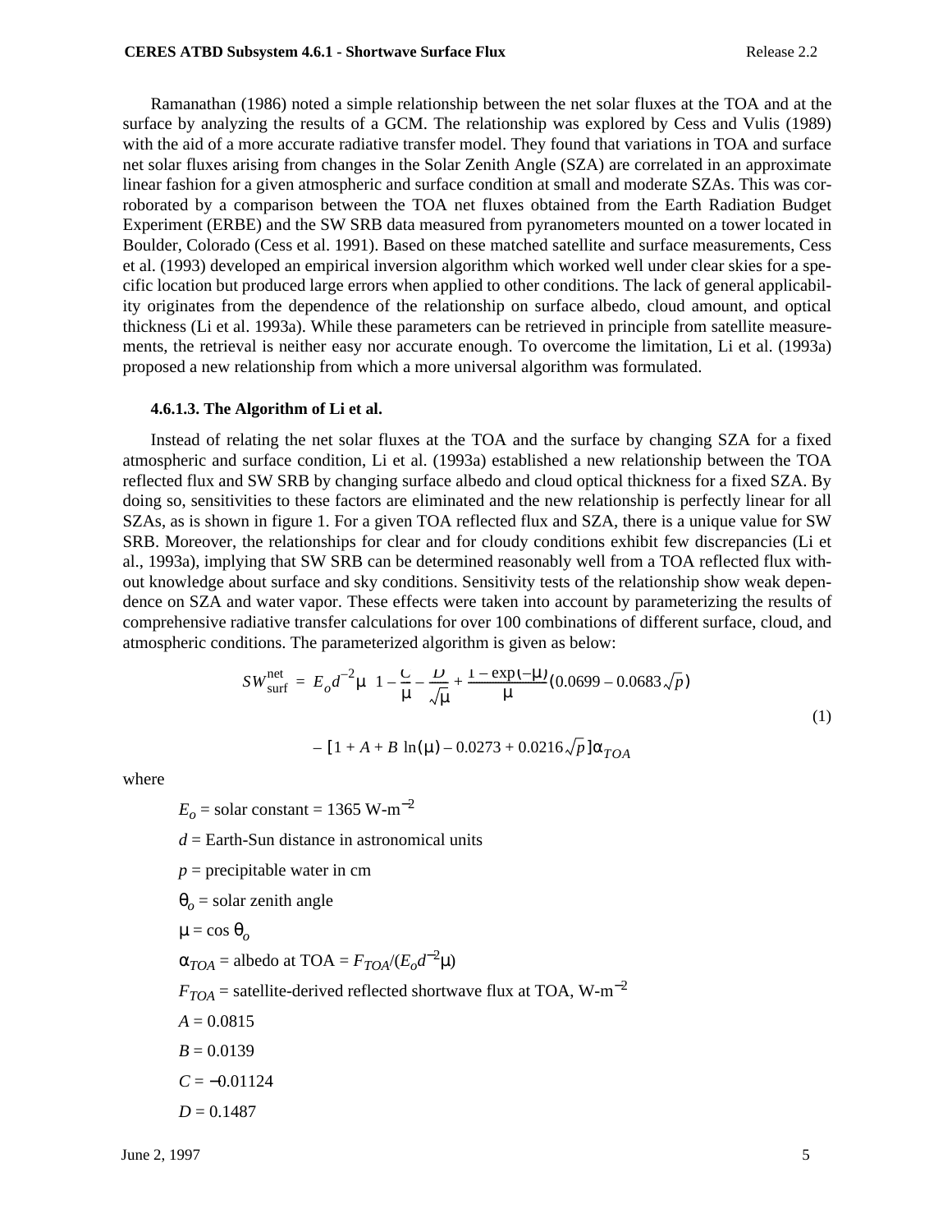Ramanathan (1986) noted a simple relationship between the net solar fluxes at the TOA and at the surface by analyzing the results of a GCM. The relationship was explored by Cess and Vulis (1989) with the aid of a more accurate radiative transfer model. They found that variations in TOA and surface net solar fluxes arising from changes in the Solar Zenith Angle (SZA) are correlated in an approximate linear fashion for a given atmospheric and surface condition at small and moderate SZAs. This was corroborated by a comparison between the TOA net fluxes obtained from the Earth Radiation Budget Experiment (ERBE) and the SW SRB data measured from pyranometers mounted on a tower located in Boulder, Colorado (Cess et al. 1991). Based on these matched satellite and surface measurements, Cess et al. (1993) developed an empirical inversion algorithm which worked well under clear skies for a specific location but produced large errors when applied to other conditions. The lack of general applicability originates from the dependence of the relationship on surface albedo, cloud amount, and optical thickness (Li et al. 1993a). While these parameters can be retrieved in principle from satellite measurements, the retrieval is neither easy nor accurate enough. To overcome the limitation, Li et al. (1993a) proposed a new relationship from which a more universal algorithm was formulated.

### 4.6.1.3. The Algorithm of Li et al.

Instead of relating the net solar fluxes at the TOA and the surface by changing SZA for a fixed atmospheric and surface condition, Li et al. (1993a) established a new relationship between the TOA reflected flux and SW SRB by changing surface albedo and cloud optical thickness for a fixed SZA. By doing so, sensitivities to these factors are eliminated and the new relationship is perfectly linear for all SZAs, as is shown in figure 1. For a given TOA reflected flux and SZA, there is a unique value for SW SRB. Moreover, the relationships for clear and for cloudy conditions exhibit few discrepancies (Li et al., 1993a), implying that SW SRB can be determined reasonably well from a TOA reflected flux without knowledge about surface and sky conditions. Sensitivity tests of the relationship show weak dependence on SZA and water vapor. These effects were taken into account by parameterizing the results of comprehensive radiative transfer calculations for over 100 combinations of different surface, cloud, and atmospheric conditions. The parameterized algorithm is given as below:

$$SW_{\text{surf}}^{\text{net}} = E_o d^{-2}\mu \left\{ 1 - \frac{C}{\mu} - \frac{D}{\sqrt{\mu}} + \frac{1-\exp(-\mu)}{\mu}\left(0.0699 - 0.0683\sqrt{p}\right) - \left[1 + A + B\ln(\mu) - 0.0273 + 0.0216\sqrt{p}\right]\alpha_{TOA} \right\} \quad (1)$$

where

$E_o$ = solar constant = 1365 W-m$^{-2}$

$d$ = Earth-Sun distance in astronomical units

$p$ = precipitable water in cm

$\theta_o$ = solar zenith angle

$\mu = \cos\theta_o$

$\alpha_{TOA}$ = albedo at TOA = $F_{TOA}/(E_o d^{-2}\mu)$

$F_{TOA}$ = satellite-derived reflected shortwave flux at TOA, W-m$^{-2}$

$A$ = 0.0815

$B$ = 0.0139

$C$ = −0.01124

$D$ = 0.1487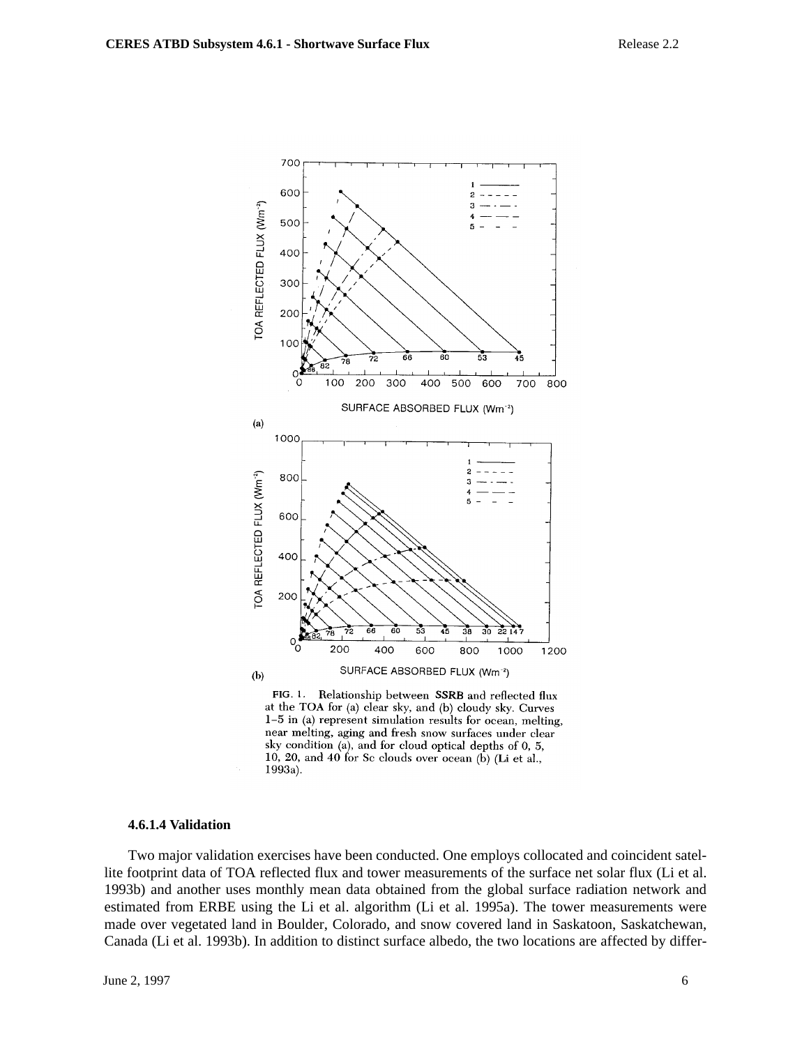FIG. 1. Relationship between SSRB and reflected flux at the TOA for (a) clear sky, and (b) cloudy sky. Curves 1–5 in (a) represent simulation results for ocean, melting, near melting, aging and fresh snow surfaces under clear sky condition (a), and for cloud optical depths of 0, 5, 10, 20, and 40 for Sc clouds over ocean (b) (Li et al., 1993a).

### 4.6.1.4 Validation

Two major validation exercises have been conducted. One employs collocated and coincident satellite footprint data of TOA reflected flux and tower measurements of the surface net solar flux (Li et al. 1993b) and another uses monthly mean data obtained from the global surface radiation network and estimated from ERBE using the Li et al. algorithm (Li et al. 1995a). The tower measurements were made over vegetated land in Boulder, Colorado, and snow covered land in Saskatoon, Saskatchewan, Canada (Li et al. 1993b). In addition to distinct surface albedo, the two locations are affected by differ-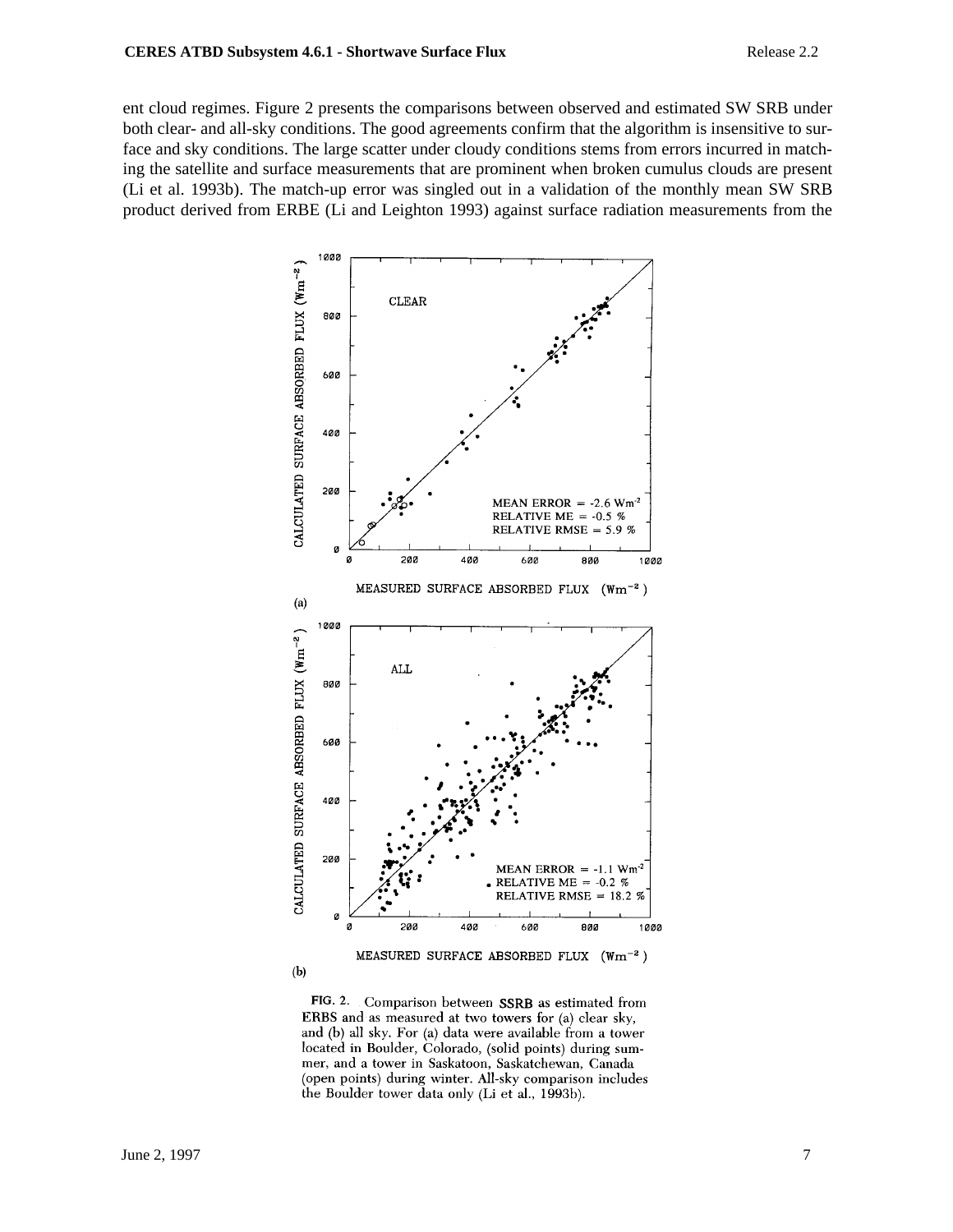ent cloud regimes. Figure 2 presents the comparisons between observed and estimated SW SRB under both clear- and all-sky conditions. The good agreements confirm that the algorithm is insensitive to surface and sky conditions. The large scatter under cloudy conditions stems from errors incurred in matching the satellite and surface measurements that are prominent when broken cumulus clouds are present (Li et al. 1993b). The match-up error was singled out in a validation of the monthly mean SW SRB product derived from ERBE (Li and Leighton 1993) against surface radiation measurements from the

FIG. 2. Comparison between SSRB as estimated from ERBS and as measured at two towers for (a) clear sky, and (b) all sky. For (a) data were available from a tower located in Boulder, Colorado, (solid points) during summer, and a tower in Saskatoon, Saskatchewan, Canada (open points) during winter. All-sky comparison includes the Boulder tower data only (Li et al., 1993b).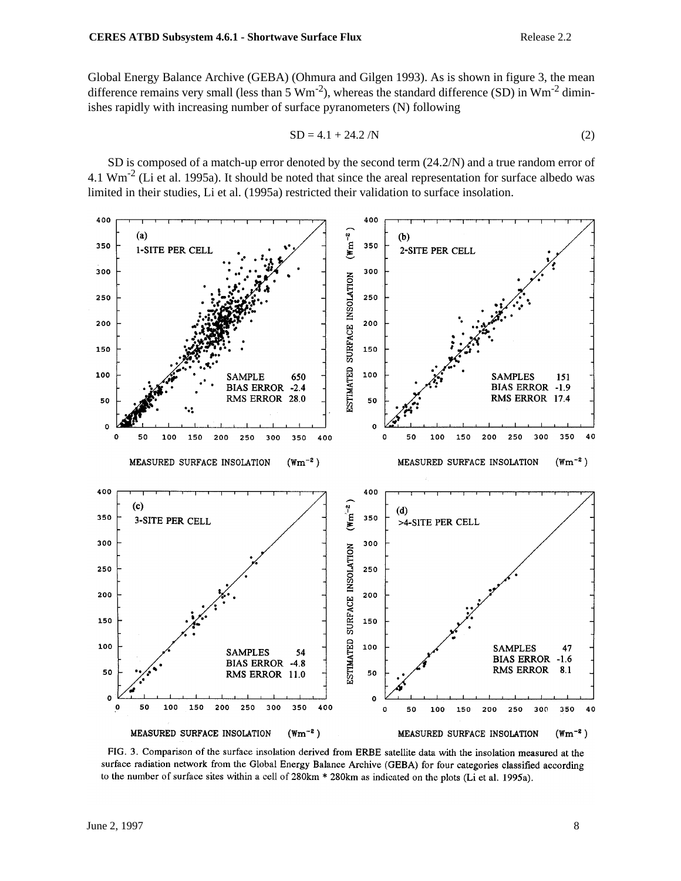Global Energy Balance Archive (GEBA) (Ohmura and Gilgen 1993). As is shown in figure 3, the mean difference remains very small (less than 5 $Wm^{-2}$), whereas the standard difference (SD) in $Wm^{-2}$ diminishes rapidly with increasing number of surface pyranometers (N) following

$$SD = 4.1 + 24.2 / N \tag{2}$$

SD is composed of a match-up error denoted by the second term (24.2/N) and a true random error of 4.1 $Wm^{-2}$ (Li et al. 1995a). It should be noted that since the areal representation for surface albedo was limited in their studies, Li et al. (1995a) restricted their validation to surface insolation.

FIG. 3. Comparison of the surface insolation derived from ERBE satellite data with the insolation measured at the surface radiation network from the Global Energy Balance Archive (GEBA) for four categories classified according to the number of surface sites within a cell of 280km * 280km as indicated on the plots (Li et al. 1995a).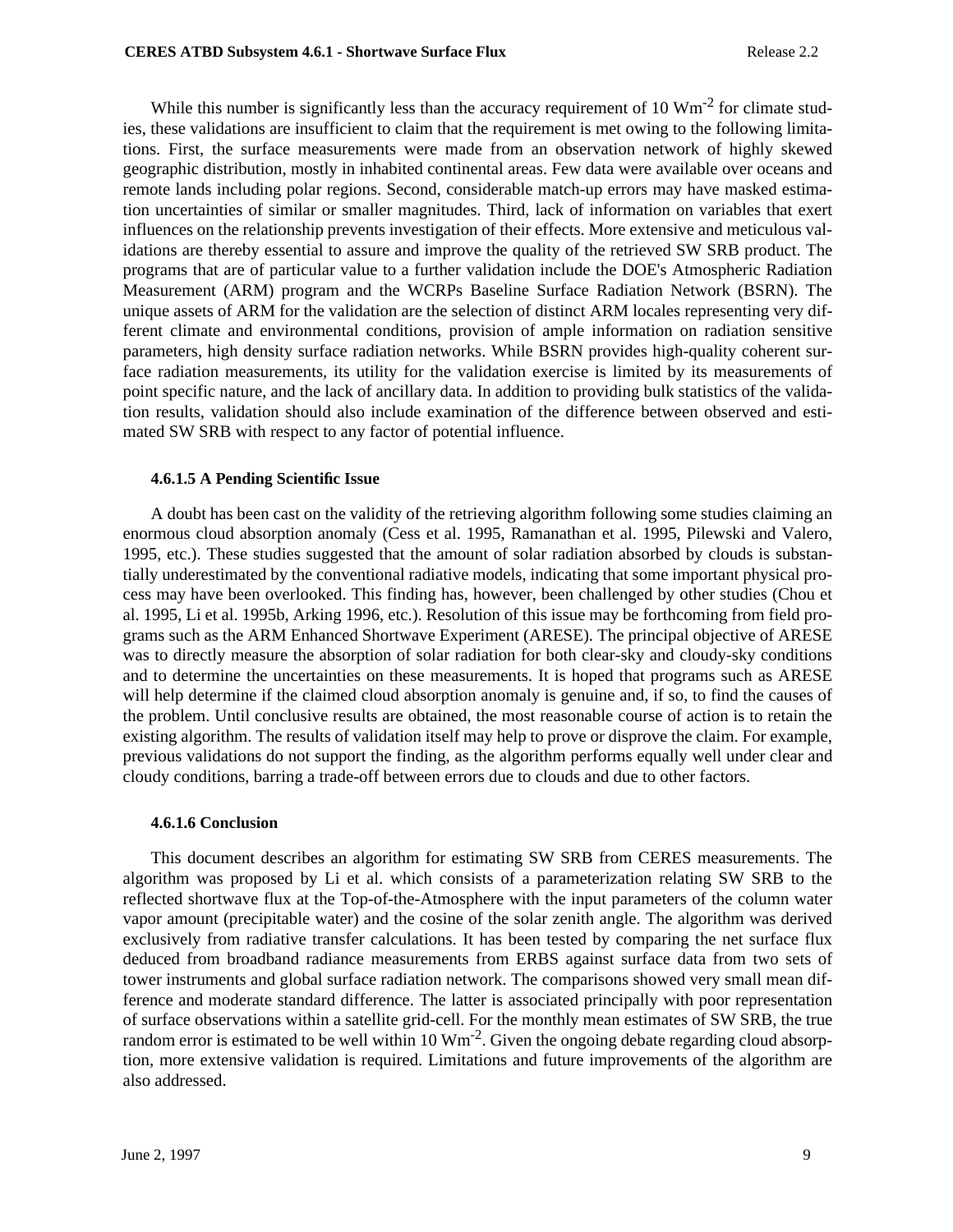While this number is significantly less than the accuracy requirement of 10 $Wm^{-2}$ for climate studies, these validations are insufficient to claim that the requirement is met owing to the following limitations. First, the surface measurements were made from an observation network of highly skewed geographic distribution, mostly in inhabited continental areas. Few data were available over oceans and remote lands including polar regions. Second, considerable match-up errors may have masked estimation uncertainties of similar or smaller magnitudes. Third, lack of information on variables that exert influences on the relationship prevents investigation of their effects. More extensive and meticulous validations are thereby essential to assure and improve the quality of the retrieved SW SRB product. The programs that are of particular value to a further validation include the DOE's Atmospheric Radiation Measurement (ARM) program and the WCRPs Baseline Surface Radiation Network (BSRN). The unique assets of ARM for the validation are the selection of distinct ARM locales representing very different climate and environmental conditions, provision of ample information on radiation sensitive parameters, high density surface radiation networks. While BSRN provides high-quality coherent surface radiation measurements, its utility for the validation exercise is limited by its measurements of point specific nature, and the lack of ancillary data. In addition to providing bulk statistics of the validation results, validation should also include examination of the difference between observed and estimated SW SRB with respect to any factor of potential influence.

#### 4.6.1.5 A Pending Scientific Issue

A doubt has been cast on the validity of the retrieving algorithm following some studies claiming an enormous cloud absorption anomaly (Cess et al. 1995, Ramanathan et al. 1995, Pilewski and Valero, 1995, etc.). These studies suggested that the amount of solar radiation absorbed by clouds is substantially underestimated by the conventional radiative models, indicating that some important physical process may have been overlooked. This finding has, however, been challenged by other studies (Chou et al. 1995, Li et al. 1995b, Arking 1996, etc.). Resolution of this issue may be forthcoming from field programs such as the ARM Enhanced Shortwave Experiment (ARESE). The principal objective of ARESE was to directly measure the absorption of solar radiation for both clear-sky and cloudy-sky conditions and to determine the uncertainties on these measurements. It is hoped that programs such as ARESE will help determine if the claimed cloud absorption anomaly is genuine and, if so, to find the causes of the problem. Until conclusive results are obtained, the most reasonable course of action is to retain the existing algorithm. The results of validation itself may help to prove or disprove the claim. For example, previous validations do not support the finding, as the algorithm performs equally well under clear and cloudy conditions, barring a trade-off between errors due to clouds and due to other factors.

#### 4.6.1.6 Conclusion

This document describes an algorithm for estimating SW SRB from CERES measurements. The algorithm was proposed by Li et al. which consists of a parameterization relating SW SRB to the reflected shortwave flux at the Top-of-the-Atmosphere with the input parameters of the column water vapor amount (precipitable water) and the cosine of the solar zenith angle. The algorithm was derived exclusively from radiative transfer calculations. It has been tested by comparing the net surface flux deduced from broadband radiance measurements from ERBS against surface data from two sets of tower instruments and global surface radiation network. The comparisons showed very small mean difference and moderate standard difference. The latter is associated principally with poor representation of surface observations within a satellite grid-cell. For the monthly mean estimates of SW SRB, the true random error is estimated to be well within 10 $Wm^{-2}$. Given the ongoing debate regarding cloud absorption, more extensive validation is required. Limitations and future improvements of the algorithm are also addressed.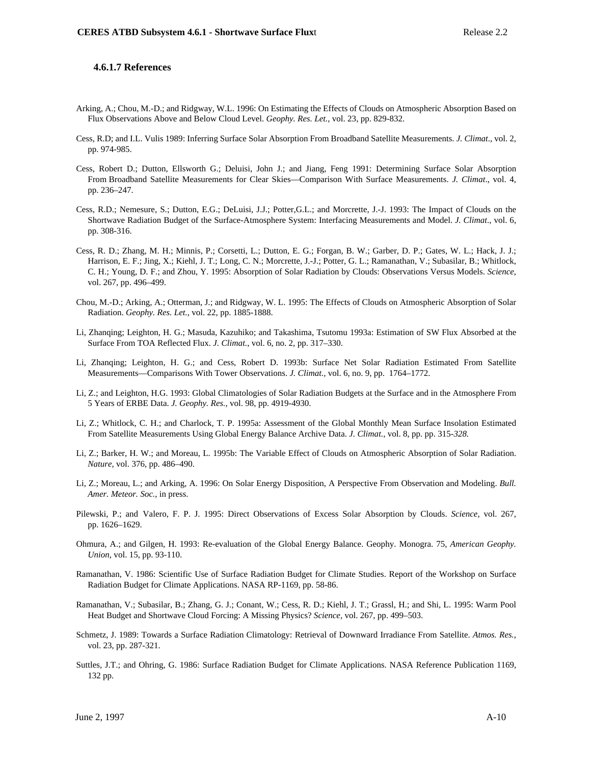### 4.6.1.7 References

Arking, A.; Chou, M.-D.; and Ridgway, W.L. 1996: On Estimating the Effects of Clouds on Atmospheric Absorption Based on Flux Observations Above and Below Cloud Level. *Geophy. Res. Let.*, vol. 23, pp. 829-832.

Cess, R.D; and I.L. Vulis 1989: Inferring Surface Solar Absorption From Broadband Satellite Measurements. *J. Climat*., vol. 2, pp. 974-985.

Cess, Robert D.; Dutton, Ellsworth G.; Deluisi, John J.; and Jiang, Feng 1991: Determining Surface Solar Absorption From Broadband Satellite Measurements for Clear Skies—Comparison With Surface Measurements. *J. Climat*., vol. 4, pp. 236–247.

Cess, R.D.; Nemesure, S.; Dutton, E.G.; DeLuisi, J.J.; Potter,G.L.; and Morcrette, J.-J. 1993: The Impact of Clouds on the Shortwave Radiation Budget of the Surface-Atmosphere System: Interfacing Measurements and Model. *J. Climat*., vol. 6, pp. 308-316.

Cess, R. D.; Zhang, M. H.; Minnis, P.; Corsetti, L.; Dutton, E. G.; Forgan, B. W.; Garber, D. P.; Gates, W. L.; Hack, J. J.; Harrison, E. F.; Jing, X.; Kiehl, J. T.; Long, C. N.; Morcrette, J.-J.; Potter, G. L.; Ramanathan, V.; Subasilar, B.; Whitlock, C. H.; Young, D. F.; and Zhou, Y. 1995: Absorption of Solar Radiation by Clouds: Observations Versus Models. *Science*, vol. 267, pp. 496–499.

Chou, M.-D.; Arking, A.; Otterman, J.; and Ridgway, W. L. 1995: The Effects of Clouds on Atmospheric Absorption of Solar Radiation. *Geophy. Res. Let.*, vol. 22, pp. 1885-1888.

Li, Zhanqing; Leighton, H. G.; Masuda, Kazuhiko; and Takashima, Tsutomu 1993a: Estimation of SW Flux Absorbed at the Surface From TOA Reflected Flux. *J. Climat.*, vol. 6, no. 2, pp. 317–330.

Li, Zhanqing; Leighton, H. G.; and Cess, Robert D. 1993b: Surface Net Solar Radiation Estimated From Satellite Measurements—Comparisons With Tower Observations. *J. Climat.*, vol. 6, no. 9, pp. 1764–1772.

Li, Z.; and Leighton, H.G. 1993: Global Climatologies of Solar Radiation Budgets at the Surface and in the Atmosphere From 5 Years of ERBE Data. *J. Geophy. Res.*, vol. 98, pp. 4919-4930.

Li, Z.; Whitlock, C. H.; and Charlock, T. P. 1995a: Assessment of the Global Monthly Mean Surface Insolation Estimated From Satellite Measurements Using Global Energy Balance Archive Data. *J. Climat.*, vol. 8, pp. pp. 315-*328.*

Li, Z.; Barker, H. W.; and Moreau, L. 1995b: The Variable Effect of Clouds on Atmospheric Absorption of Solar Radiation. *Nature*, vol. 376, pp. 486–490.

Li, Z.; Moreau, L.; and Arking, A. 1996: On Solar Energy Disposition, A Perspective From Observation and Modeling. *Bull. Amer. Meteor. Soc.*, in press.

Pilewski, P.; and Valero, F. P. J. 1995: Direct Observations of Excess Solar Absorption by Clouds. *Science*, vol. 267, pp. 1626–1629.

Ohmura, A.; and Gilgen, H. 1993: Re-evaluation of the Global Energy Balance. Geophy. Monogra. 75, *American Geophy. Union*, vol. 15, pp. 93-110.

Ramanathan, V. 1986: Scientific Use of Surface Radiation Budget for Climate Studies. Report of the Workshop on Surface Radiation Budget for Climate Applications. NASA RP-1169, pp. 58-86.

Ramanathan, V.; Subasilar, B.; Zhang, G. J.; Conant, W.; Cess, R. D.; Kiehl, J. T.; Grassl, H.; and Shi, L. 1995: Warm Pool Heat Budget and Shortwave Cloud Forcing: A Missing Physics? *Science*, vol. 267, pp. 499–503.

Schmetz, J. 1989: Towards a Surface Radiation Climatology: Retrieval of Downward Irradiance From Satellite. *Atmos. Res.*, vol. 23, pp. 287-321.

Suttles, J.T.; and Ohring, G. 1986: Surface Radiation Budget for Climate Applications. NASA Reference Publication 1169, 132 pp.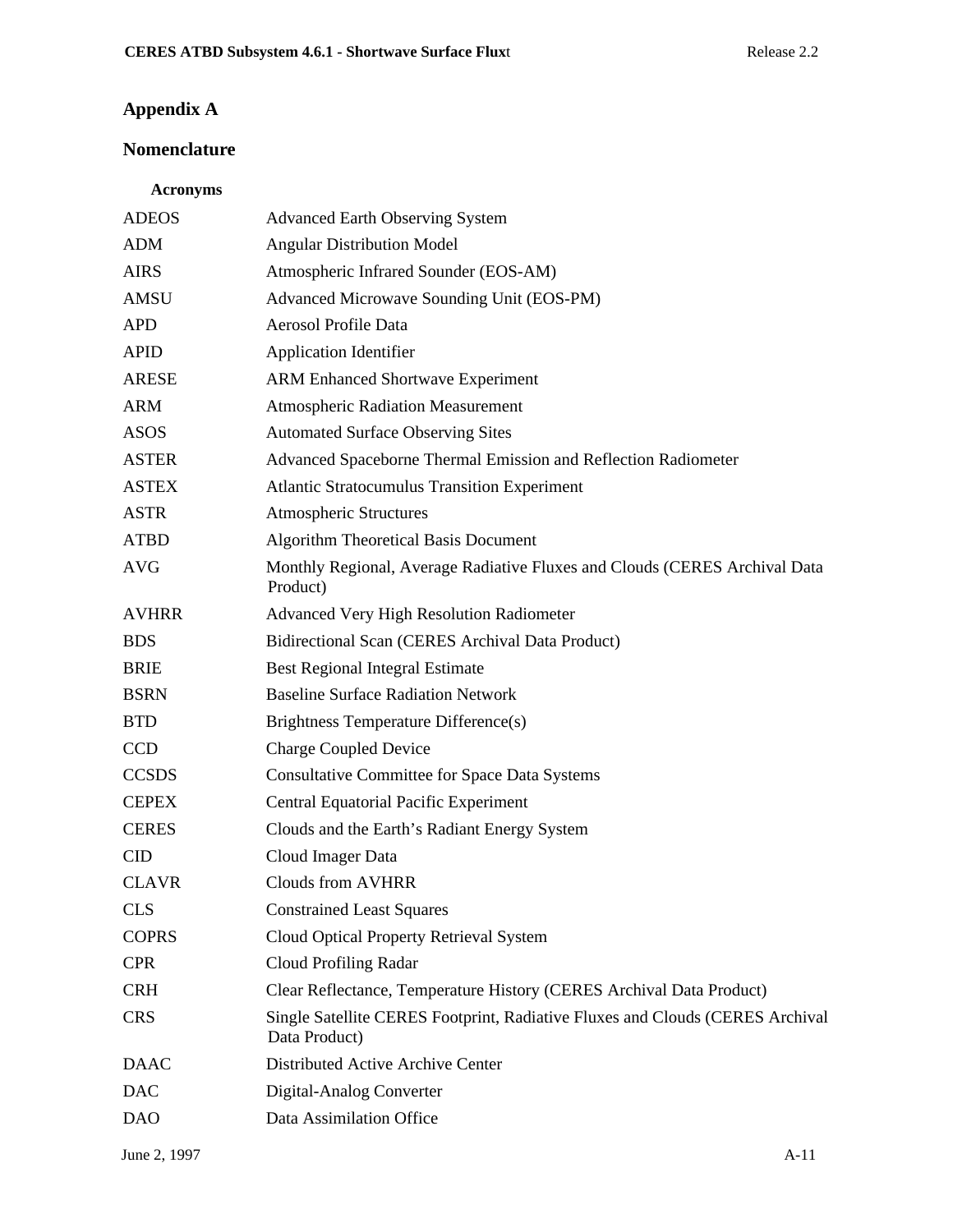# Appendix A

## Nomenclature

### Acronyms

| | |
|---|---|
| ADEOS | Advanced Earth Observing System |
| ADM | Angular Distribution Model |
| AIRS | Atmospheric Infrared Sounder (EOS-AM) |
| AMSU | Advanced Microwave Sounding Unit (EOS-PM) |
| APD | Aerosol Profile Data |
| APID | Application Identifier |
| ARESE | ARM Enhanced Shortwave Experiment |
| ARM | Atmospheric Radiation Measurement |
| ASOS | Automated Surface Observing Sites |
| ASTER | Advanced Spaceborne Thermal Emission and Reflection Radiometer |
| ASTEX | Atlantic Stratocumulus Transition Experiment |
| ASTR | Atmospheric Structures |
| ATBD | Algorithm Theoretical Basis Document |
| AVG | Monthly Regional, Average Radiative Fluxes and Clouds (CERES Archival Data Product) |
| AVHRR | Advanced Very High Resolution Radiometer |
| BDS | Bidirectional Scan (CERES Archival Data Product) |
| BRIE | Best Regional Integral Estimate |
| BSRN | Baseline Surface Radiation Network |
| BTD | Brightness Temperature Difference(s) |
| CCD | Charge Coupled Device |
| CCSDS | Consultative Committee for Space Data Systems |
| CEPEX | Central Equatorial Pacific Experiment |
| CERES | Clouds and the Earth's Radiant Energy System |
| CID | Cloud Imager Data |
| CLAVR | Clouds from AVHRR |
| CLS | Constrained Least Squares |
| COPRS | Cloud Optical Property Retrieval System |
| CPR | Cloud Profiling Radar |
| CRH | Clear Reflectance, Temperature History (CERES Archival Data Product) |
| CRS | Single Satellite CERES Footprint, Radiative Fluxes and Clouds (CERES Archival Data Product) |
| DAAC | Distributed Active Archive Center |
| DAC | Digital-Analog Converter |
| DAO | Data Assimilation Office |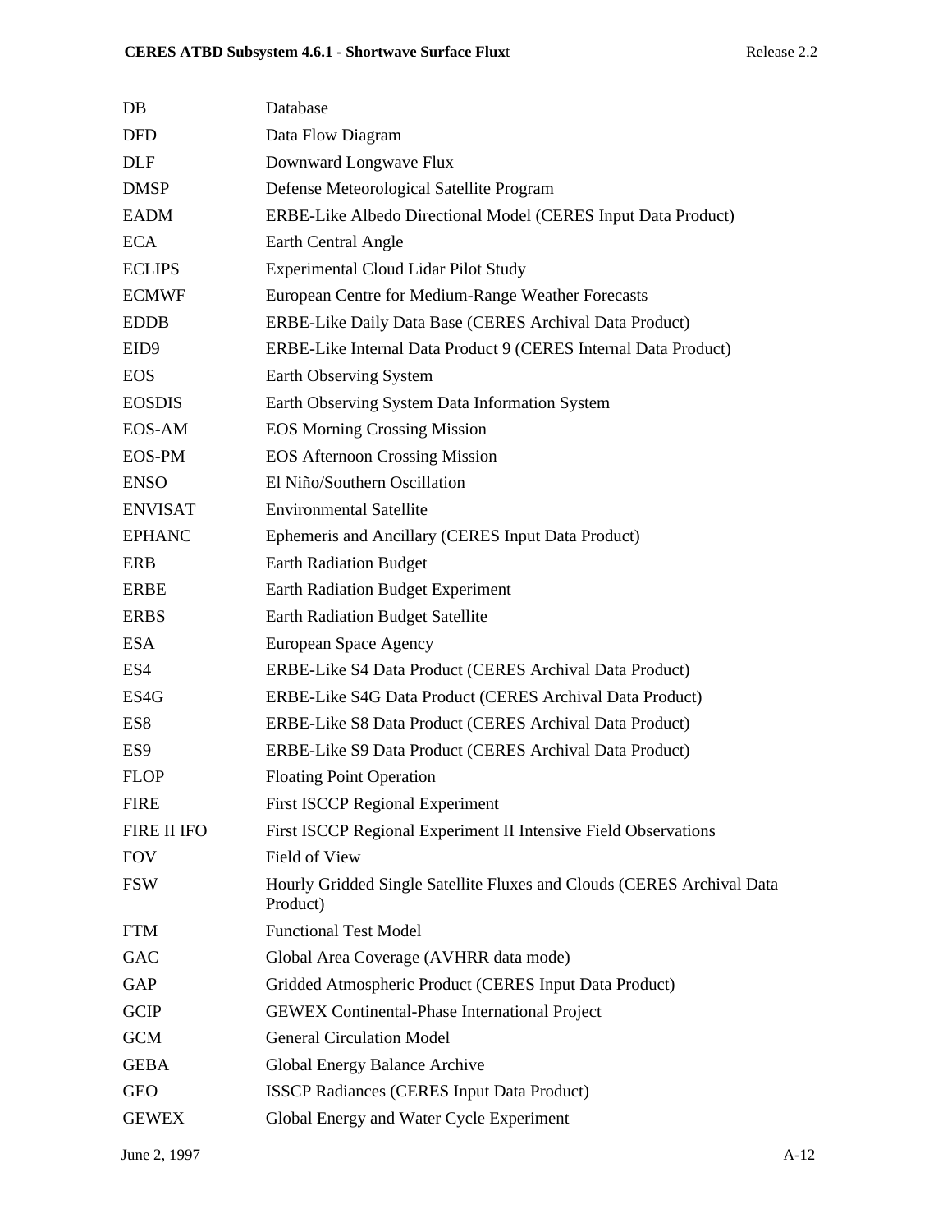| | |
|---|---|
| DB | Database |
| DFD | Data Flow Diagram |
| DLF | Downward Longwave Flux |
| DMSP | Defense Meteorological Satellite Program |
| EADM | ERBE-Like Albedo Directional Model (CERES Input Data Product) |
| ECA | Earth Central Angle |
| ECLIPS | Experimental Cloud Lidar Pilot Study |
| ECMWF | European Centre for Medium-Range Weather Forecasts |
| EDDB | ERBE-Like Daily Data Base (CERES Archival Data Product) |
| EID9 | ERBE-Like Internal Data Product 9 (CERES Internal Data Product) |
| EOS | Earth Observing System |
| EOSDIS | Earth Observing System Data Information System |
| EOS-AM | EOS Morning Crossing Mission |
| EOS-PM | EOS Afternoon Crossing Mission |
| ENSO | El Niño/Southern Oscillation |
| ENVISAT | Environmental Satellite |
| EPHANC | Ephemeris and Ancillary (CERES Input Data Product) |
| ERB | Earth Radiation Budget |
| ERBE | Earth Radiation Budget Experiment |
| ERBS | Earth Radiation Budget Satellite |
| ESA | European Space Agency |
| ES4 | ERBE-Like S4 Data Product (CERES Archival Data Product) |
| ES4G | ERBE-Like S4G Data Product (CERES Archival Data Product) |
| ES8 | ERBE-Like S8 Data Product (CERES Archival Data Product) |
| ES9 | ERBE-Like S9 Data Product (CERES Archival Data Product) |
| FLOP | Floating Point Operation |
| FIRE | First ISCCP Regional Experiment |
| FIRE II IFO | First ISCCP Regional Experiment II Intensive Field Observations |
| FOV | Field of View |
| FSW | Hourly Gridded Single Satellite Fluxes and Clouds (CERES Archival Data Product) |
| FTM | Functional Test Model |
| GAC | Global Area Coverage (AVHRR data mode) |
| GAP | Gridded Atmospheric Product (CERES Input Data Product) |
| GCIP | GEWEX Continental-Phase International Project |
| GCM | General Circulation Model |
| GEBA | Global Energy Balance Archive |
| GEO | ISSCP Radiances (CERES Input Data Product) |
| GEWEX | Global Energy and Water Cycle Experiment |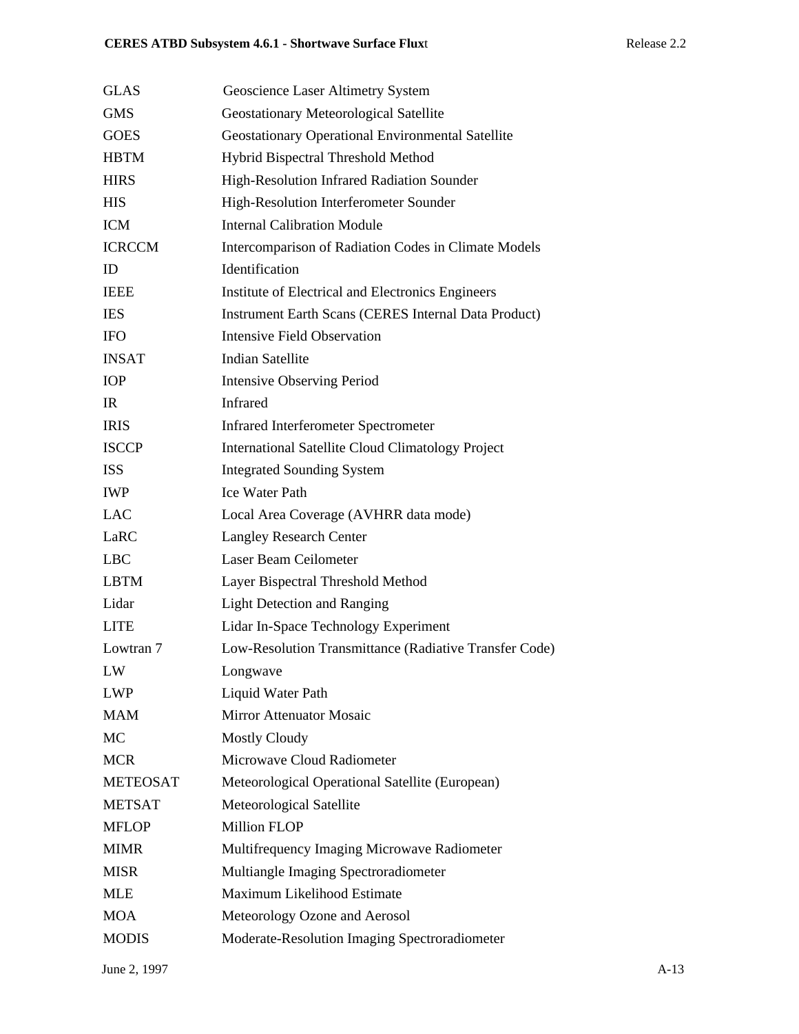| | |
|---|---|
| GLAS | Geoscience Laser Altimetry System |
| GMS | Geostationary Meteorological Satellite |
| GOES | Geostationary Operational Environmental Satellite |
| HBTM | Hybrid Bispectral Threshold Method |
| HIRS | High-Resolution Infrared Radiation Sounder |
| HIS | High-Resolution Interferometer Sounder |
| ICM | Internal Calibration Module |
| ICRCCM | Intercomparison of Radiation Codes in Climate Models |
| ID | Identification |
| IEEE | Institute of Electrical and Electronics Engineers |
| IES | Instrument Earth Scans (CERES Internal Data Product) |
| IFO | Intensive Field Observation |
| INSAT | Indian Satellite |
| IOP | Intensive Observing Period |
| IR | Infrared |
| IRIS | Infrared Interferometer Spectrometer |
| ISCCP | International Satellite Cloud Climatology Project |
| ISS | Integrated Sounding System |
| IWP | Ice Water Path |
| LAC | Local Area Coverage (AVHRR data mode) |
| LaRC | Langley Research Center |
| LBC | Laser Beam Ceilometer |
| LBTM | Layer Bispectral Threshold Method |
| Lidar | Light Detection and Ranging |
| LITE | Lidar In-Space Technology Experiment |
| Lowtran 7 | Low-Resolution Transmittance (Radiative Transfer Code) |
| LW | Longwave |
| LWP | Liquid Water Path |
| MAM | Mirror Attenuator Mosaic |
| MC | Mostly Cloudy |
| MCR | Microwave Cloud Radiometer |
| METEOSAT | Meteorological Operational Satellite (European) |
| METSAT | Meteorological Satellite |
| MFLOP | Million FLOP |
| MIMR | Multifrequency Imaging Microwave Radiometer |
| MISR | Multiangle Imaging Spectroradiometer |
| MLE | Maximum Likelihood Estimate |
| MOA | Meteorology Ozone and Aerosol |
| MODIS | Moderate-Resolution Imaging Spectroradiometer |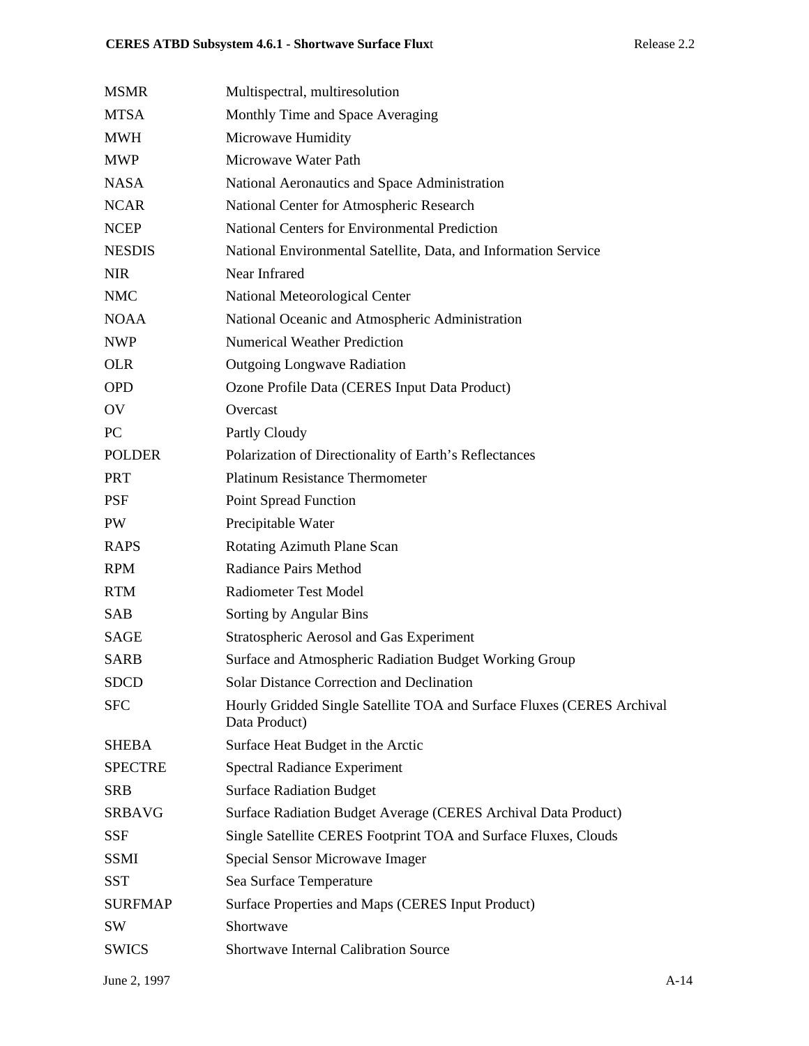| | |
|---|---|
| MSMR | Multispectral, multiresolution |
| MTSA | Monthly Time and Space Averaging |
| MWH | Microwave Humidity |
| MWP | Microwave Water Path |
| NASA | National Aeronautics and Space Administration |
| NCAR | National Center for Atmospheric Research |
| NCEP | National Centers for Environmental Prediction |
| NESDIS | National Environmental Satellite, Data, and Information Service |
| NIR | Near Infrared |
| NMC | National Meteorological Center |
| NOAA | National Oceanic and Atmospheric Administration |
| NWP | Numerical Weather Prediction |
| OLR | Outgoing Longwave Radiation |
| OPD | Ozone Profile Data (CERES Input Data Product) |
| OV | Overcast |
| PC | Partly Cloudy |
| POLDER | Polarization of Directionality of Earth's Reflectances |
| PRT | Platinum Resistance Thermometer |
| PSF | Point Spread Function |
| PW | Precipitable Water |
| RAPS | Rotating Azimuth Plane Scan |
| RPM | Radiance Pairs Method |
| RTM | Radiometer Test Model |
| SAB | Sorting by Angular Bins |
| SAGE | Stratospheric Aerosol and Gas Experiment |
| SARB | Surface and Atmospheric Radiation Budget Working Group |
| SDCD | Solar Distance Correction and Declination |
| SFC | Hourly Gridded Single Satellite TOA and Surface Fluxes (CERES Archival Data Product) |
| SHEBA | Surface Heat Budget in the Arctic |
| SPECTRE | Spectral Radiance Experiment |
| SRB | Surface Radiation Budget |
| SRBAVG | Surface Radiation Budget Average (CERES Archival Data Product) |
| SSF | Single Satellite CERES Footprint TOA and Surface Fluxes, Clouds |
| SSMI | Special Sensor Microwave Imager |
| SST | Sea Surface Temperature |
| SURFMAP | Surface Properties and Maps (CERES Input Product) |
| SW | Shortwave |
| SWICS | Shortwave Internal Calibration Source |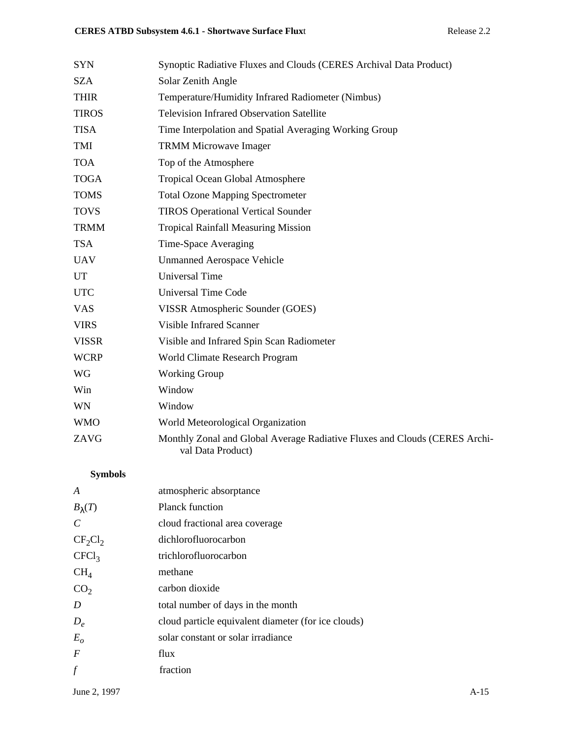| | |
|---|---|
| SYN | Synoptic Radiative Fluxes and Clouds (CERES Archival Data Product) |
| SZA | Solar Zenith Angle |
| THIR | Temperature/Humidity Infrared Radiometer (Nimbus) |
| TIROS | Television Infrared Observation Satellite |
| TISA | Time Interpolation and Spatial Averaging Working Group |
| TMI | TRMM Microwave Imager |
| TOA | Top of the Atmosphere |
| TOGA | Tropical Ocean Global Atmosphere |
| TOMS | Total Ozone Mapping Spectrometer |
| TOVS | TIROS Operational Vertical Sounder |
| TRMM | Tropical Rainfall Measuring Mission |
| TSA | Time-Space Averaging |
| UAV | Unmanned Aerospace Vehicle |
| UT | Universal Time |
| UTC | Universal Time Code |
| VAS | VISSR Atmospheric Sounder (GOES) |
| VIRS | Visible Infrared Scanner |
| VISSR | Visible and Infrared Spin Scan Radiometer |
| WCRP | World Climate Research Program |
| WG | Working Group |
| Win | Window |
| WN | Window |
| WMO | World Meteorological Organization |
| ZAVG | Monthly Zonal and Global Average Radiative Fluxes and Clouds (CERES Archival Data Product) |

**Symbols**

| | |
|---|---|
| $A$ | atmospheric absorptance |
| $B_\lambda(T)$ | Planck function |
| $C$ | cloud fractional area coverage |
| $CF_2Cl_2$ | dichlorofluorocarbon |
| $CFCl_3$ | trichlorofluorocarbon |
| $CH_4$ | methane |
| $CO_2$ | carbon dioxide |
| $D$ | total number of days in the month |
| $D_e$ | cloud particle equivalent diameter (for ice clouds) |
| $E_o$ | solar constant or solar irradiance |
| $F$ | flux |
| $f$ | fraction |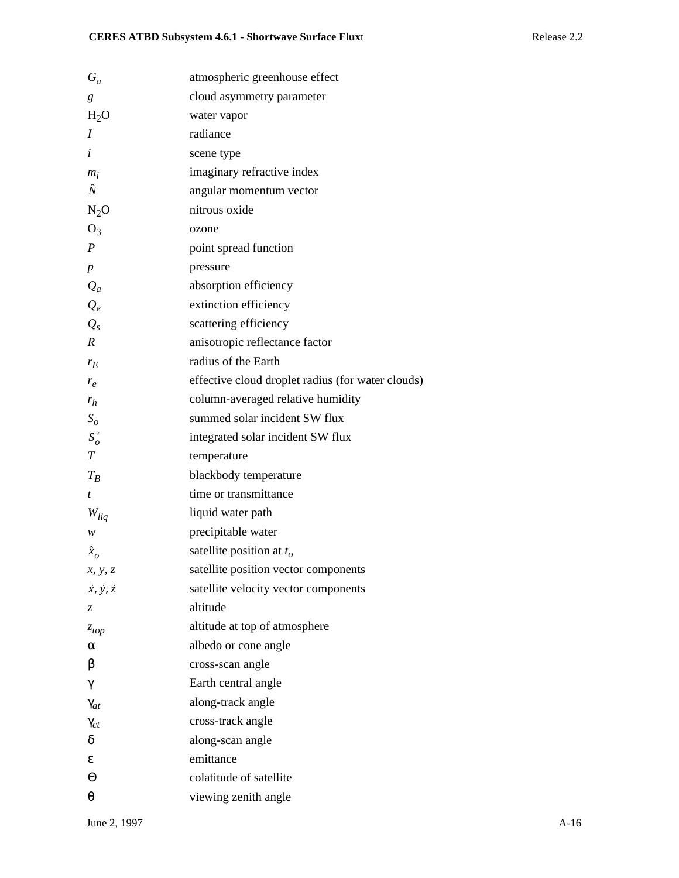| | |
|---|---|
| $G_a$ | atmospheric greenhouse effect |
| $g$ | cloud asymmetry parameter |
| $H_2O$ | water vapor |
| $I$ | radiance |
| $i$ | scene type |
| $m_i$ | imaginary refractive index |
| $\hat{N}$ | angular momentum vector |
| $N_2O$ | nitrous oxide |
| $O_3$ | ozone |
| $P$ | point spread function |
| $p$ | pressure |
| $Q_a$ | absorption efficiency |
| $Q_e$ | extinction efficiency |
| $Q_s$ | scattering efficiency |
| $R$ | anisotropic reflectance factor |
| $r_E$ | radius of the Earth |
| $r_e$ | effective cloud droplet radius (for water clouds) |
| $r_h$ | column-averaged relative humidity |
| $S_o$ | summed solar incident SW flux |
| $S_o'$ | integrated solar incident SW flux |
| $T$ | temperature |
| $T_B$ | blackbody temperature |
| $t$ | time or transmittance |
| $W_{liq}$ | liquid water path |
| $w$ | precipitable water |
| $\hat{x}_o$ | satellite position at $t_o$ |
| $x, y, z$ | satellite position vector components |
| $\dot{x}, \dot{y}, \dot{z}$ | satellite velocity vector components |
| $z$ | altitude |
| $z_{top}$ | altitude at top of atmosphere |
| $\alpha$ | albedo or cone angle |
| $\beta$ | cross-scan angle |
| $\gamma$ | Earth central angle |
| $\gamma_{at}$ | along-track angle |
| $\gamma_{ct}$ | cross-track angle |
| $\delta$ | along-scan angle |
| $\varepsilon$ | emittance |
| $\Theta$ | colatitude of satellite |
| $\theta$ | viewing zenith angle |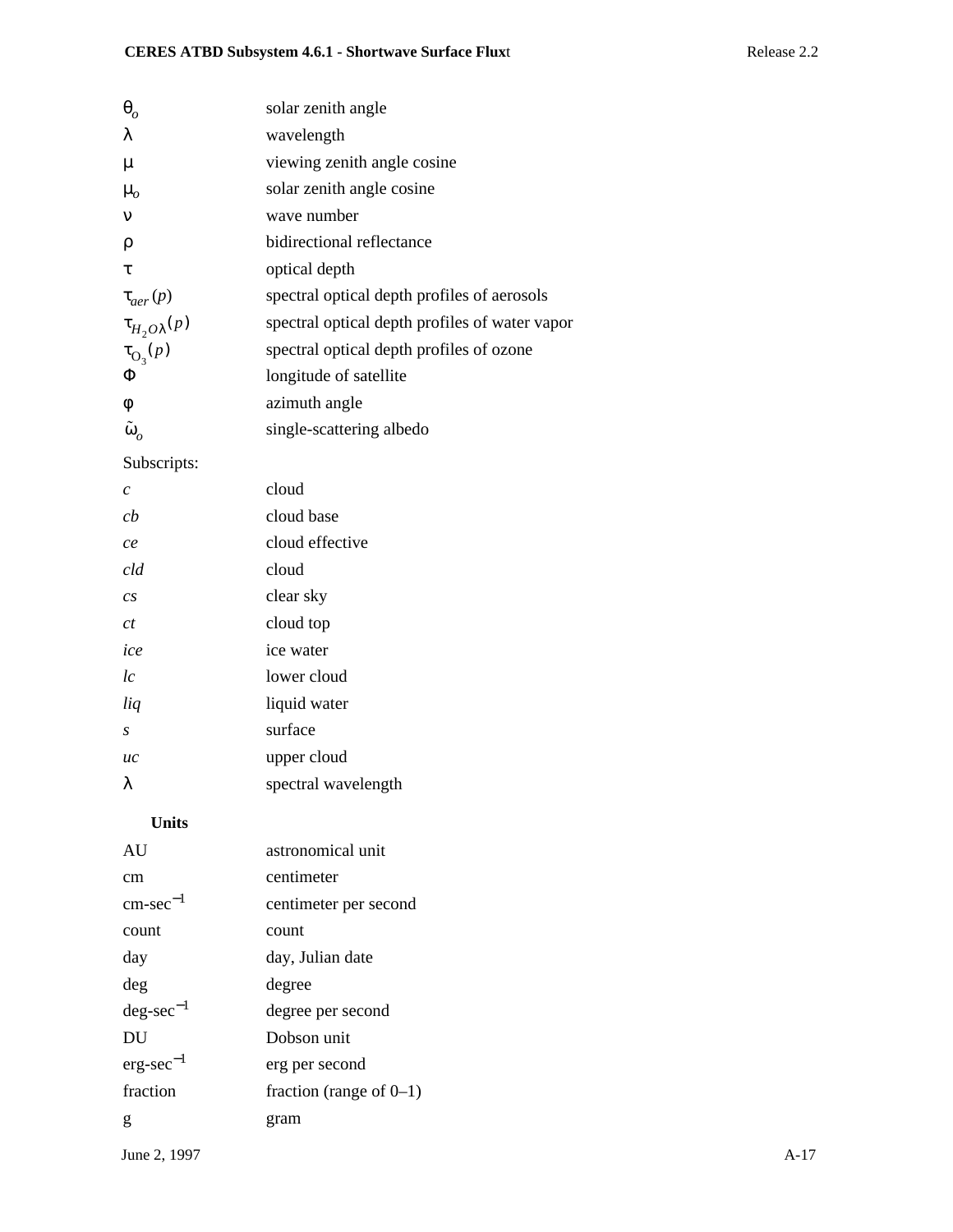| | |
|---|---|
| $\theta_o$ | solar zenith angle |
| $\lambda$ | wavelength |
| $\mu$ | viewing zenith angle cosine |
| $\mu_o$ | solar zenith angle cosine |
| $\nu$ | wave number |
| $\rho$ | bidirectional reflectance |
| $\tau$ | optical depth |
| $\tau_{aer}(p)$ | spectral optical depth profiles of aerosols |
| $\tau_{H_2O\lambda}(p)$ | spectral optical depth profiles of water vapor |
| $\tau_{O_3}(p)$ | spectral optical depth profiles of ozone |
| $\Phi$ | longitude of satellite |
| $\phi$ | azimuth angle |
| $\tilde{\omega}_o$ | single-scattering albedo |

Subscripts:

| | |
|---|---|
| *c* | cloud |
| *cb* | cloud base |
| *ce* | cloud effective |
| *cld* | cloud |
| *cs* | clear sky |
| *ct* | cloud top |
| *ice* | ice water |
| *lc* | lower cloud |
| *liq* | liquid water |
| *s* | surface |
| *uc* | upper cloud |
| $\lambda$ | spectral wavelength |

**Units**

| | |
|---|---|
| AU | astronomical unit |
| cm | centimeter |
| cm-sec$^{-1}$ | centimeter per second |
| count | count |
| day | day, Julian date |
| deg | degree |
| deg-sec$^{-1}$ | degree per second |
| DU | Dobson unit |
| erg-sec$^{-1}$ | erg per second |
| fraction | fraction (range of 0–1) |
| g | gram |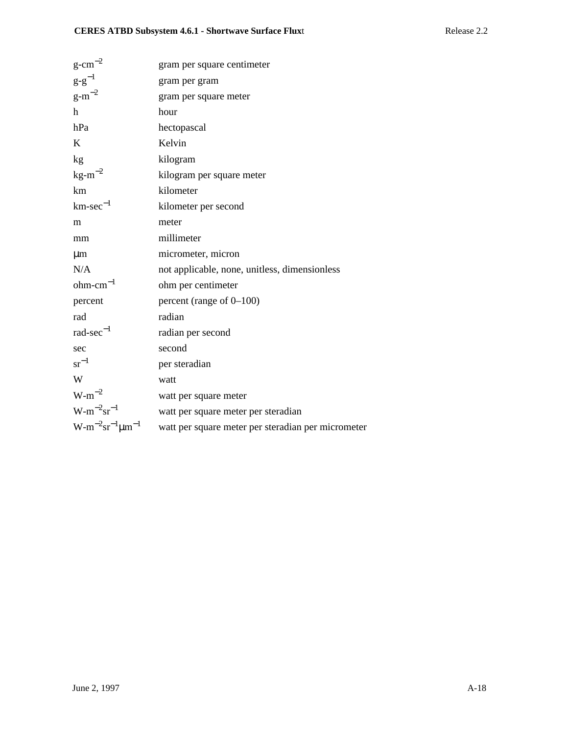| | |
|---|---|
| g-cm$^{-2}$ | gram per square centimeter |
| g-g$^{-1}$ | gram per gram |
| g-m$^{-2}$ | gram per square meter |
| h | hour |
| hPa | hectopascal |
| K | Kelvin |
| kg | kilogram |
| kg-m$^{-2}$ | kilogram per square meter |
| km | kilometer |
| km-sec$^{-1}$ | kilometer per second |
| m | meter |
| mm | millimeter |
| μm | micrometer, micron |
| N/A | not applicable, none, unitless, dimensionless |
| ohm-cm$^{-1}$ | ohm per centimeter |
| percent | percent (range of 0–100) |
| rad | radian |
| rad-sec$^{-1}$ | radian per second |
| sec | second |
| sr$^{-1}$ | per steradian |
| W | watt |
| W-m$^{-2}$ | watt per square meter |
| W-m$^{-2}$sr$^{-1}$ | watt per square meter per steradian |
| W-m$^{-2}$sr$^{-1}$μm$^{-1}$ | watt per square meter per steradian per micrometer |